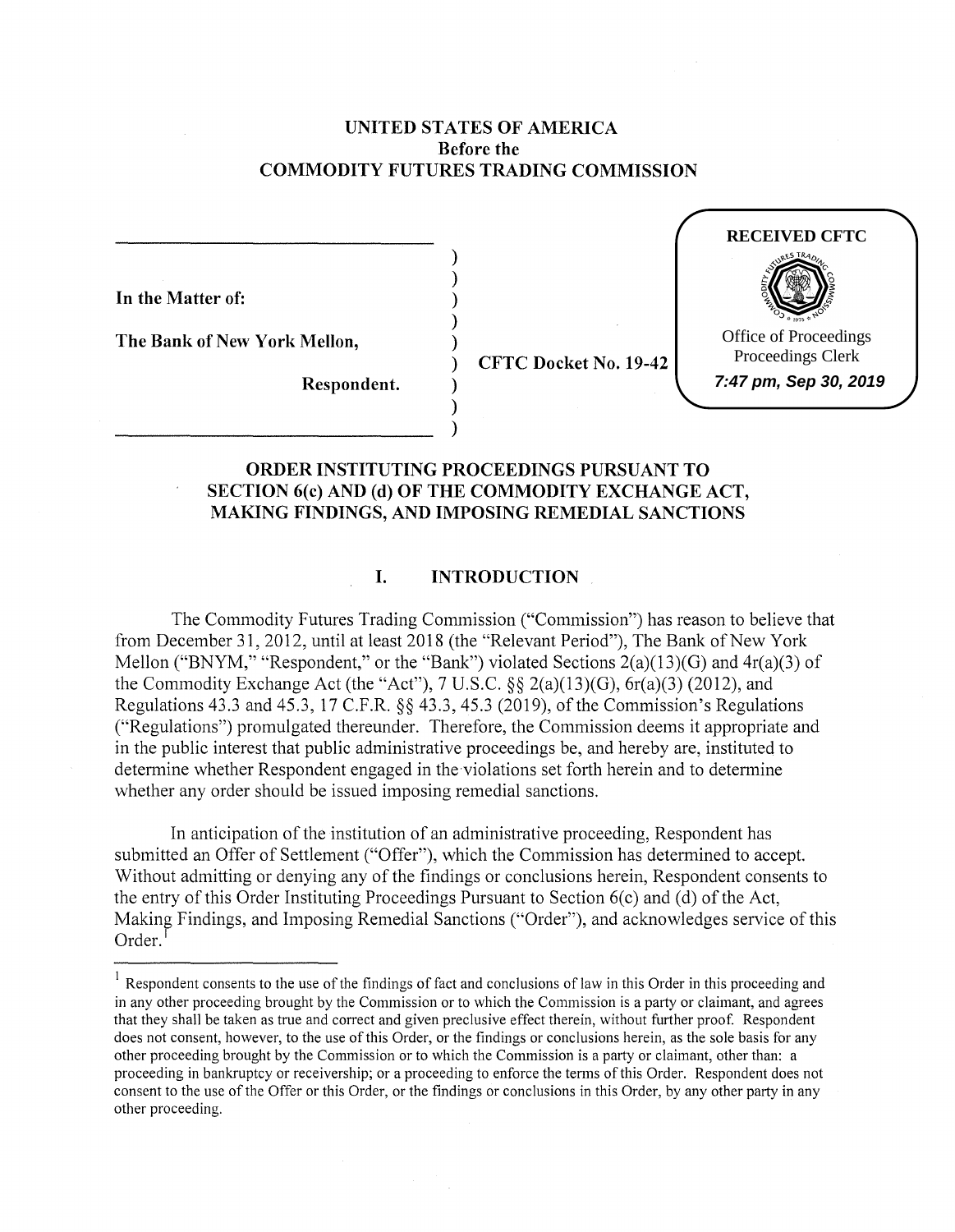**UNITED STATES OF AMERICA**
**Before the**
**COMMODITY FUTURES TRADING COMMISSION**

**RECEIVED CFTC**

Office of Proceedings
Proceedings Clerk
*7:47 pm, Sep 30, 2019*

**In the Matter of:**

**The Bank of New York Mellon,**

**Respondent.**

**CFTC Docket No. 19-42**

## ORDER INSTITUTING PROCEEDINGS PURSUANT TO SECTION 6(c) AND (d) OF THE COMMODITY EXCHANGE ACT, MAKING FINDINGS, AND IMPOSING REMEDIAL SANCTIONS

### I. INTRODUCTION

The Commodity Futures Trading Commission ("Commission") has reason to believe that from December 31, 2012, until at least 2018 (the "Relevant Period"), The Bank of New York Mellon ("BNYM," "Respondent," or the "Bank") violated Sections 2(a)(13)(G) and 4r(a)(3) of the Commodity Exchange Act (the "Act"), 7 U.S.C. §§ 2(a)(13)(G), 6r(a)(3) (2012), and Regulations 43.3 and 45.3, 17 C.F.R. §§ 43.3, 45.3 (2019), of the Commission's Regulations ("Regulations") promulgated thereunder. Therefore, the Commission deems it appropriate and in the public interest that public administrative proceedings be, and hereby are, instituted to determine whether Respondent engaged in the violations set forth herein and to determine whether any order should be issued imposing remedial sanctions.

In anticipation of the institution of an administrative proceeding, Respondent has submitted an Offer of Settlement ("Offer"), which the Commission has determined to accept. Without admitting or denying any of the findings or conclusions herein, Respondent consents to the entry of this Order Instituting Proceedings Pursuant to Section 6(c) and (d) of the Act, Making Findings, and Imposing Remedial Sanctions ("Order"), and acknowledges service of this Order.[1]

---

[1] Respondent consents to the use of the findings of fact and conclusions of law in this Order in this proceeding and in any other proceeding brought by the Commission or to which the Commission is a party or claimant, and agrees that they shall be taken as true and correct and given preclusive effect therein, without further proof. Respondent does not consent, however, to the use of this Order, or the findings or conclusions herein, as the sole basis for any other proceeding brought by the Commission or to which the Commission is a party or claimant, other than: a proceeding in bankruptcy or receivership; or a proceeding to enforce the terms of this Order. Respondent does not consent to the use of the Offer or this Order, or the findings or conclusions in this Order, by any other party in any other proceeding.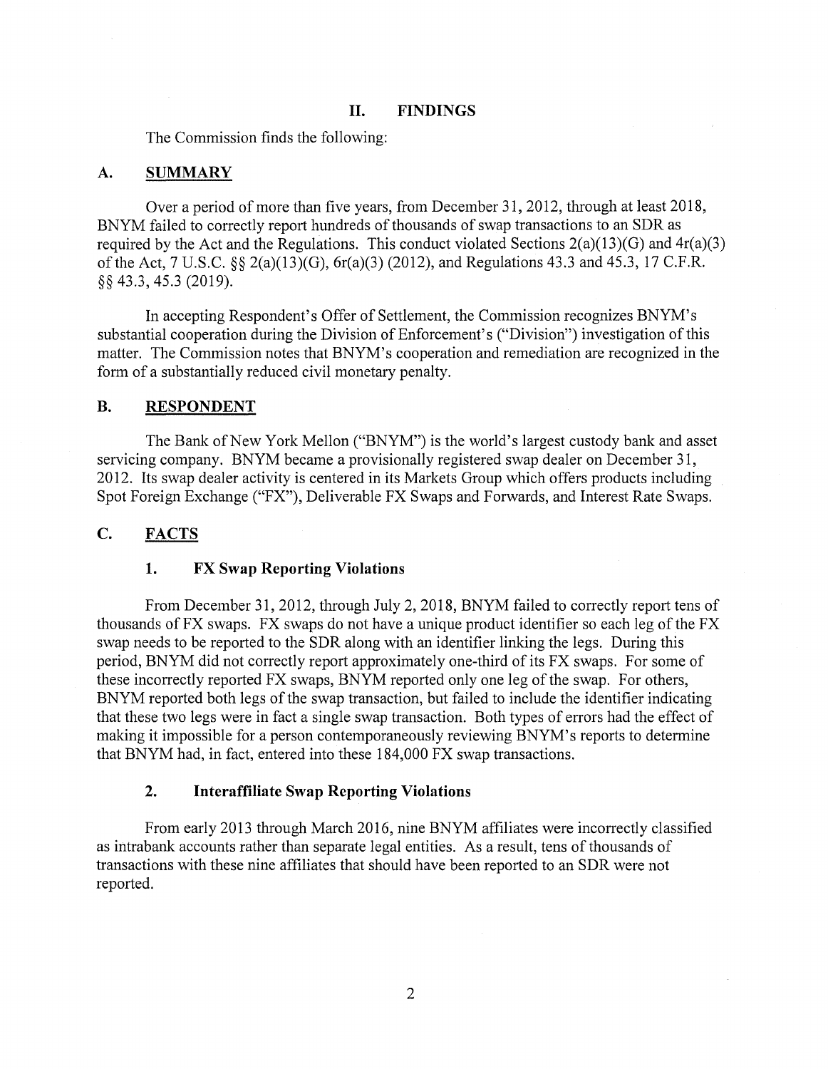## II. FINDINGS

The Commission finds the following:

### A. SUMMARY

Over a period of more than five years, from December 31, 2012, through at least 2018, BNYM failed to correctly report hundreds of thousands of swap transactions to an SDR as required by the Act and the Regulations. This conduct violated Sections 2(a)(13)(G) and 4r(a)(3) of the Act, 7 U.S.C. §§ 2(a)(13)(G), 6r(a)(3) (2012), and Regulations 43.3 and 45.3, 17 C.F.R. §§ 43.3, 45.3 (2019).

In accepting Respondent's Offer of Settlement, the Commission recognizes BNYM's substantial cooperation during the Division of Enforcement's ("Division") investigation of this matter. The Commission notes that BNYM's cooperation and remediation are recognized in the form of a substantially reduced civil monetary penalty.

### B. RESPONDENT

The Bank of New York Mellon ("BNYM") is the world's largest custody bank and asset servicing company. BNYM became a provisionally registered swap dealer on December 31, 2012. Its swap dealer activity is centered in its Markets Group which offers products including Spot Foreign Exchange ("FX"), Deliverable FX Swaps and Forwards, and Interest Rate Swaps.

### C. FACTS

#### 1. FX Swap Reporting Violations

From December 31, 2012, through July 2, 2018, BNYM failed to correctly report tens of thousands of FX swaps. FX swaps do not have a unique product identifier so each leg of the FX swap needs to be reported to the SDR along with an identifier linking the legs. During this period, BNYM did not correctly report approximately one-third of its FX swaps. For some of these incorrectly reported FX swaps, BNYM reported only one leg of the swap. For others, BNYM reported both legs of the swap transaction, but failed to include the identifier indicating that these two legs were in fact a single swap transaction. Both types of errors had the effect of making it impossible for a person contemporaneously reviewing BNYM's reports to determine that BNYM had, in fact, entered into these 184,000 FX swap transactions.

#### 2. Interaffiliate Swap Reporting Violations

From early 2013 through March 2016, nine BNYM affiliates were incorrectly classified as intrabank accounts rather than separate legal entities. As a result, tens of thousands of transactions with these nine affiliates that should have been reported to an SDR were not reported.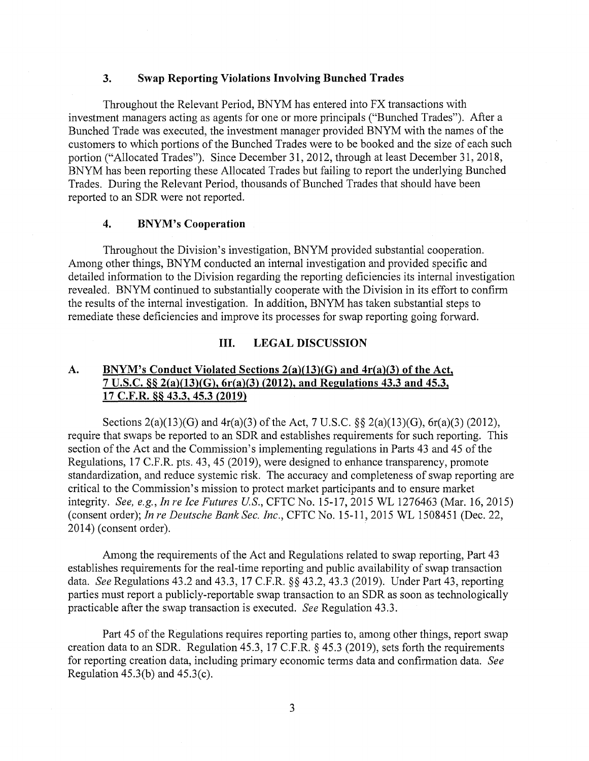### 3. Swap Reporting Violations Involving Bunched Trades

Throughout the Relevant Period, BNYM has entered into FX transactions with investment managers acting as agents for one or more principals ("Bunched Trades"). After a Bunched Trade was executed, the investment manager provided BNYM with the names of the customers to which portions of the Bunched Trades were to be booked and the size of each such portion ("Allocated Trades"). Since December 31, 2012, through at least December 31, 2018, BNYM has been reporting these Allocated Trades but failing to report the underlying Bunched Trades. During the Relevant Period, thousands of Bunched Trades that should have been reported to an SDR were not reported.

### 4. BNYM's Cooperation

Throughout the Division's investigation, BNYM provided substantial cooperation. Among other things, BNYM conducted an internal investigation and provided specific and detailed information to the Division regarding the reporting deficiencies its internal investigation revealed. BNYM continued to substantially cooperate with the Division in its effort to confirm the results of the internal investigation. In addition, BNYM has taken substantial steps to remediate these deficiencies and improve its processes for swap reporting going forward.

## III. LEGAL DISCUSSION

### A. BNYM's Conduct Violated Sections 2(a)(13)(G) and 4r(a)(3) of the Act, 7 U.S.C. §§ 2(a)(13)(G), 6r(a)(3) (2012), and Regulations 43.3 and 45.3, 17 C.F.R. §§ 43.3, 45.3 (2019)

Sections 2(a)(13)(G) and 4r(a)(3) of the Act, 7 U.S.C. §§ 2(a)(13)(G), 6r(a)(3) (2012), require that swaps be reported to an SDR and establishes requirements for such reporting. This section of the Act and the Commission's implementing regulations in Parts 43 and 45 of the Regulations, 17 C.F.R. pts. 43, 45 (2019), were designed to enhance transparency, promote standardization, and reduce systemic risk. The accuracy and completeness of swap reporting are critical to the Commission's mission to protect market participants and to ensure market integrity. *See, e.g.*, *In re Ice Futures U.S.*, CFTC No. 15-17, 2015 WL 1276463 (Mar. 16, 2015) (consent order); *In re Deutsche Bank Sec. Inc.*, CFTC No. 15-11, 2015 WL 1508451 (Dec. 22, 2014) (consent order).

Among the requirements of the Act and Regulations related to swap reporting, Part 43 establishes requirements for the real-time reporting and public availability of swap transaction data. *See* Regulations 43.2 and 43.3, 17 C.F.R. §§ 43.2, 43.3 (2019). Under Part 43, reporting parties must report a publicly-reportable swap transaction to an SDR as soon as technologically practicable after the swap transaction is executed. *See* Regulation 43.3.

Part 45 of the Regulations requires reporting parties to, among other things, report swap creation data to an SDR. Regulation 45.3, 17 C.F.R. § 45.3 (2019), sets forth the requirements for reporting creation data, including primary economic terms data and confirmation data. *See* Regulation 45.3(b) and 45.3(c).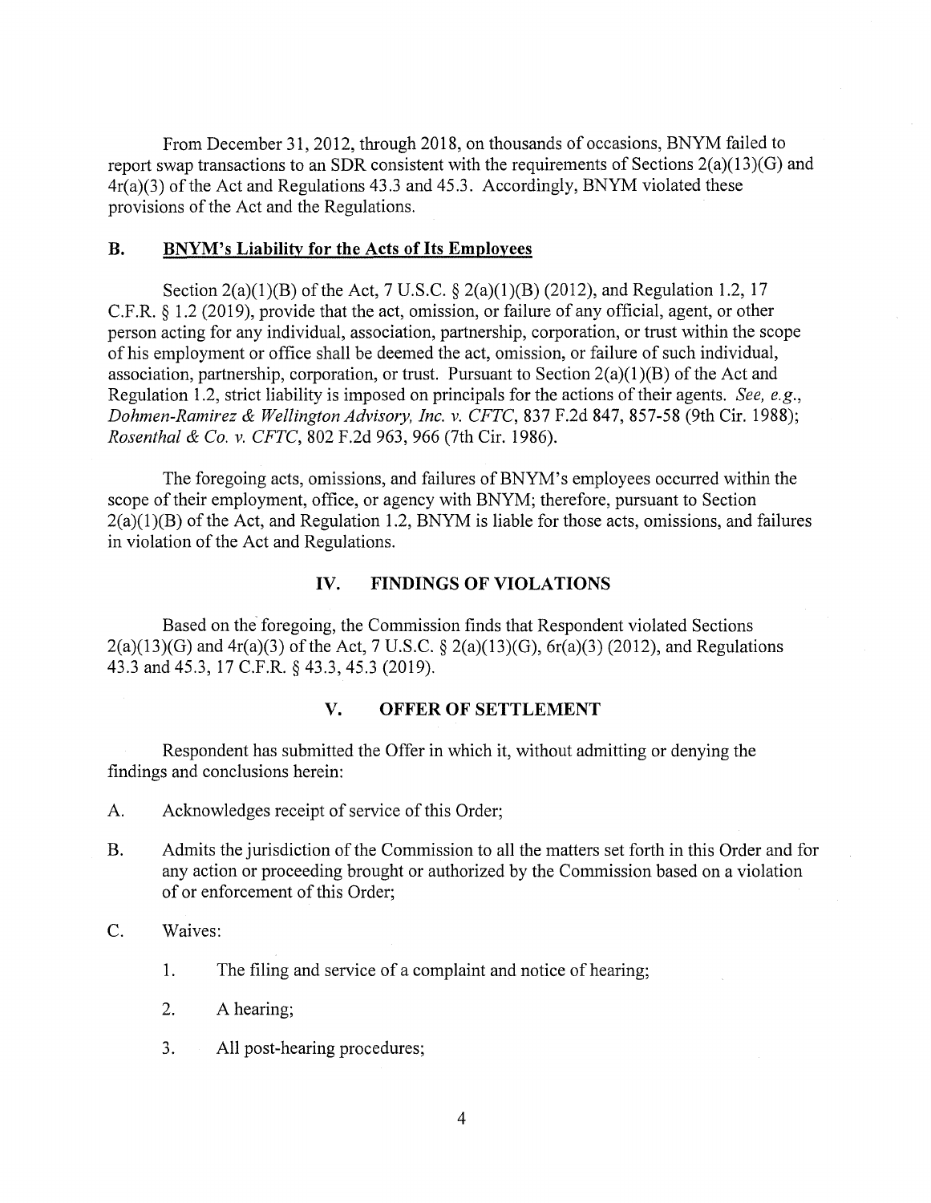From December 31, 2012, through 2018, on thousands of occasions, BNYM failed to report swap transactions to an SDR consistent with the requirements of Sections 2(a)(13)(G) and 4r(a)(3) of the Act and Regulations 43.3 and 45.3. Accordingly, BNYM violated these provisions of the Act and the Regulations.

### B. BNYM's Liability for the Acts of Its Employees

Section 2(a)(1)(B) of the Act, 7 U.S.C. § 2(a)(1)(B) (2012), and Regulation 1.2, 17 C.F.R. § 1.2 (2019), provide that the act, omission, or failure of any official, agent, or other person acting for any individual, association, partnership, corporation, or trust within the scope of his employment or office shall be deemed the act, omission, or failure of such individual, association, partnership, corporation, or trust. Pursuant to Section 2(a)(1)(B) of the Act and Regulation 1.2, strict liability is imposed on principals for the actions of their agents. *See, e.g., Dohmen-Ramirez & Wellington Advisory, Inc. v. CFTC*, 837 F.2d 847, 857-58 (9th Cir. 1988); *Rosenthal & Co. v. CFTC*, 802 F.2d 963, 966 (7th Cir. 1986).

The foregoing acts, omissions, and failures of BNYM's employees occurred within the scope of their employment, office, or agency with BNYM; therefore, pursuant to Section 2(a)(1)(B) of the Act, and Regulation 1.2, BNYM is liable for those acts, omissions, and failures in violation of the Act and Regulations.

## IV. FINDINGS OF VIOLATIONS

Based on the foregoing, the Commission finds that Respondent violated Sections 2(a)(13)(G) and 4r(a)(3) of the Act, 7 U.S.C. § 2(a)(13)(G), 6r(a)(3) (2012), and Regulations 43.3 and 45.3, 17 C.F.R. § 43.3, 45.3 (2019).

## V. OFFER OF SETTLEMENT

Respondent has submitted the Offer in which it, without admitting or denying the findings and conclusions herein:

A. Acknowledges receipt of service of this Order;

B. Admits the jurisdiction of the Commission to all the matters set forth in this Order and for any action or proceeding brought or authorized by the Commission based on a violation of or enforcement of this Order;

C. Waives:

1. The filing and service of a complaint and notice of hearing;
2. A hearing;
3. All post-hearing procedures;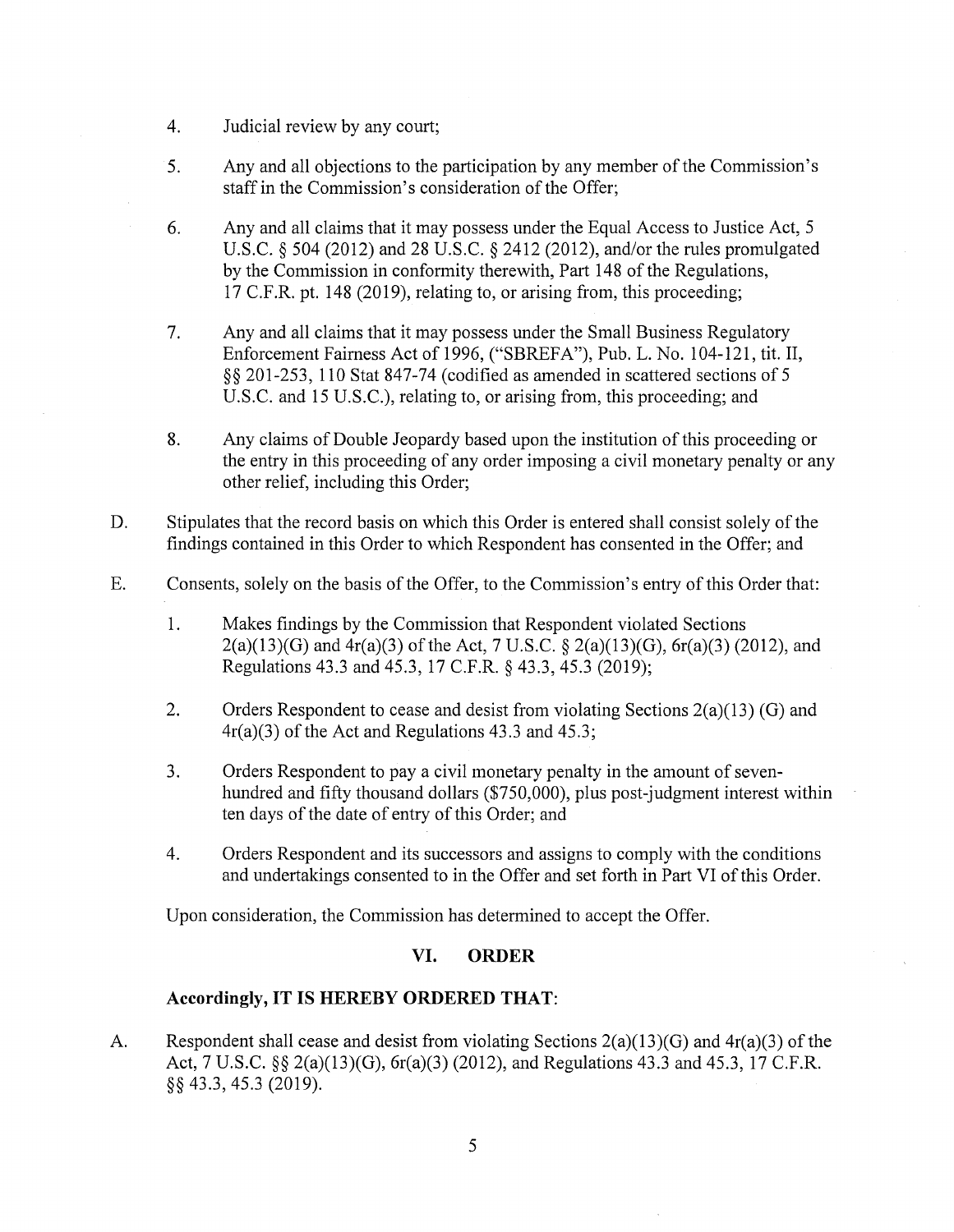4. Judicial review by any court;

5. Any and all objections to the participation by any member of the Commission's staff in the Commission's consideration of the Offer;

6. Any and all claims that it may possess under the Equal Access to Justice Act, 5 U.S.C. § 504 (2012) and 28 U.S.C. § 2412 (2012), and/or the rules promulgated by the Commission in conformity therewith, Part 148 of the Regulations, 17 C.F.R. pt. 148 (2019), relating to, or arising from, this proceeding;

7. Any and all claims that it may possess under the Small Business Regulatory Enforcement Fairness Act of 1996, ("SBREFA"), Pub. L. No. 104-121, tit. II, §§ 201-253, 110 Stat 847-74 (codified as amended in scattered sections of 5 U.S.C. and 15 U.S.C.), relating to, or arising from, this proceeding; and

8. Any claims of Double Jeopardy based upon the institution of this proceeding or the entry in this proceeding of any order imposing a civil monetary penalty or any other relief, including this Order;

D. Stipulates that the record basis on which this Order is entered shall consist solely of the findings contained in this Order to which Respondent has consented in the Offer; and

E. Consents, solely on the basis of the Offer, to the Commission's entry of this Order that:

1. Makes findings by the Commission that Respondent violated Sections 2(a)(13)(G) and 4r(a)(3) of the Act, 7 U.S.C. § 2(a)(13)(G), 6r(a)(3) (2012), and Regulations 43.3 and 45.3, 17 C.F.R. § 43.3, 45.3 (2019);

2. Orders Respondent to cease and desist from violating Sections 2(a)(13) (G) and 4r(a)(3) of the Act and Regulations 43.3 and 45.3;

3. Orders Respondent to pay a civil monetary penalty in the amount of seven-hundred and fifty thousand dollars ($750,000), plus post-judgment interest within ten days of the date of entry of this Order; and

4. Orders Respondent and its successors and assigns to comply with the conditions and undertakings consented to in the Offer and set forth in Part VI of this Order.

Upon consideration, the Commission has determined to accept the Offer.

## VI. ORDER

**Accordingly, IT IS HEREBY ORDERED THAT:**

A. Respondent shall cease and desist from violating Sections 2(a)(13)(G) and 4r(a)(3) of the Act, 7 U.S.C. §§ 2(a)(13)(G), 6r(a)(3) (2012), and Regulations 43.3 and 45.3, 17 C.F.R. §§ 43.3, 45.3 (2019).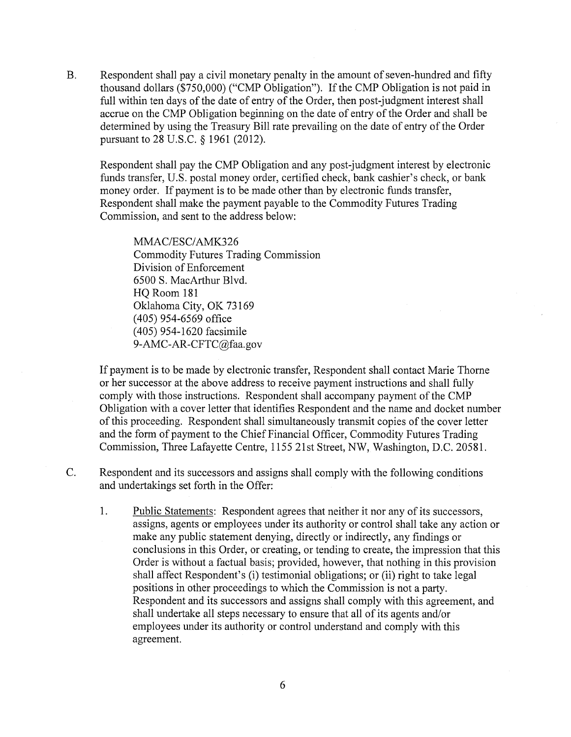B. Respondent shall pay a civil monetary penalty in the amount of seven-hundred and fifty thousand dollars ($750,000) ("CMP Obligation"). If the CMP Obligation is not paid in full within ten days of the date of entry of the Order, then post-judgment interest shall accrue on the CMP Obligation beginning on the date of entry of the Order and shall be determined by using the Treasury Bill rate prevailing on the date of entry of the Order pursuant to 28 U.S.C. § 1961 (2012).

Respondent shall pay the CMP Obligation and any post-judgment interest by electronic funds transfer, U.S. postal money order, certified check, bank cashier's check, or bank money order. If payment is to be made other than by electronic funds transfer, Respondent shall make the payment payable to the Commodity Futures Trading Commission, and sent to the address below:

MMAC/ESC/AMK326  
Commodity Futures Trading Commission  
Division of Enforcement  
6500 S. MacArthur Blvd.  
HQ Room 181  
Oklahoma City, OK 73169  
(405) 954-6569 office  
(405) 954-1620 facsimile  
9-AMC-AR-CFTC@faa.gov

If payment is to be made by electronic transfer, Respondent shall contact Marie Thorne or her successor at the above address to receive payment instructions and shall fully comply with those instructions. Respondent shall accompany payment of the CMP Obligation with a cover letter that identifies Respondent and the name and docket number of this proceeding. Respondent shall simultaneously transmit copies of the cover letter and the form of payment to the Chief Financial Officer, Commodity Futures Trading Commission, Three Lafayette Centre, 1155 21st Street, NW, Washington, D.C. 20581.

C. Respondent and its successors and assigns shall comply with the following conditions and undertakings set forth in the Offer:

1. Public Statements: Respondent agrees that neither it nor any of its successors, assigns, agents or employees under its authority or control shall take any action or make any public statement denying, directly or indirectly, any findings or conclusions in this Order, or creating, or tending to create, the impression that this Order is without a factual basis; provided, however, that nothing in this provision shall affect Respondent's (i) testimonial obligations; or (ii) right to take legal positions in other proceedings to which the Commission is not a party. Respondent and its successors and assigns shall comply with this agreement, and shall undertake all steps necessary to ensure that all of its agents and/or employees under its authority or control understand and comply with this agreement.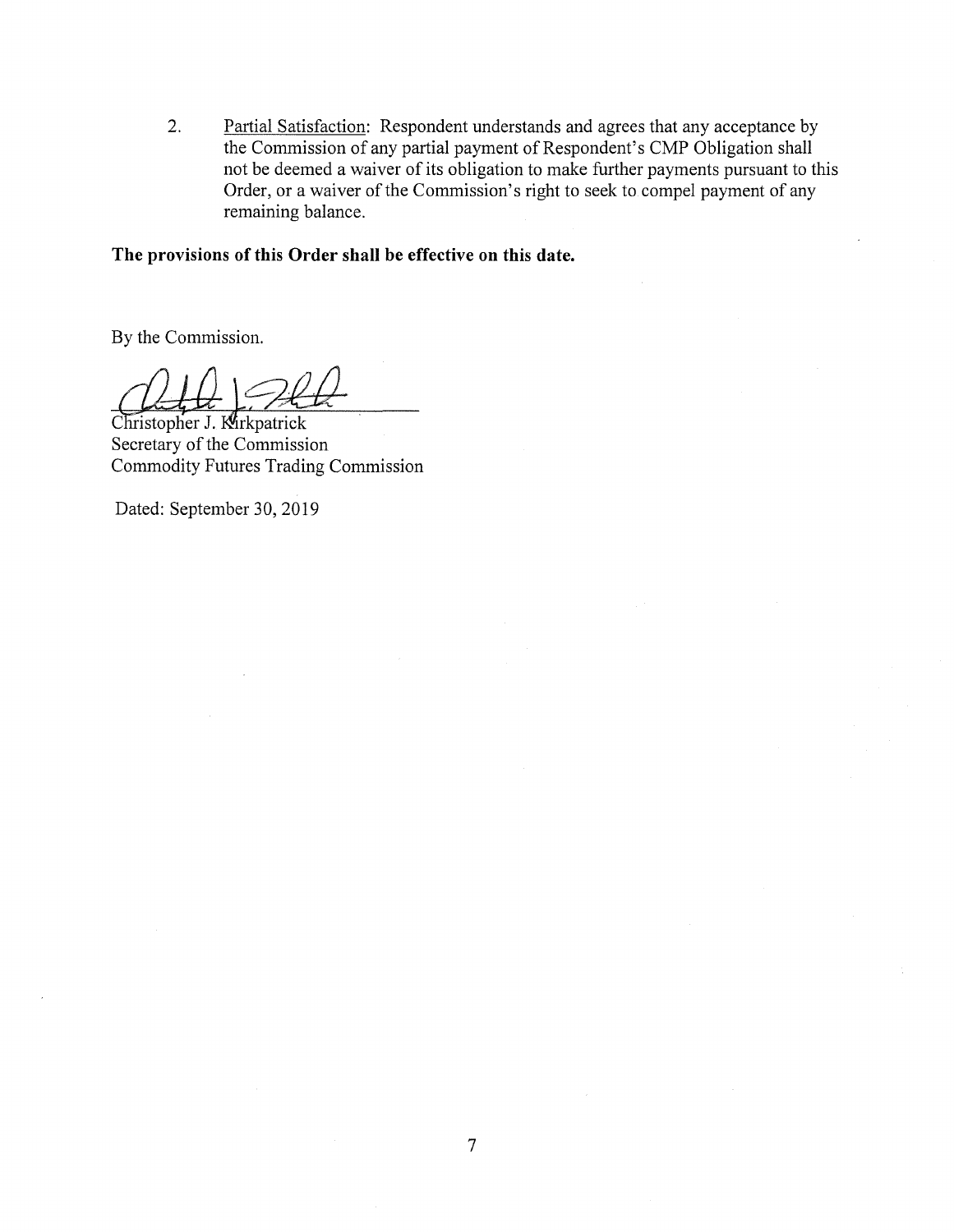2. Partial Satisfaction: Respondent understands and agrees that any acceptance by the Commission of any partial payment of Respondent's CMP Obligation shall not be deemed a waiver of its obligation to make further payments pursuant to this Order, or a waiver of the Commission's right to seek to compel payment of any remaining balance.

**The provisions of this Order shall be effective on this date.**

By the Commission.

Christopher J. Kirkpatrick
Secretary of the Commission
Commodity Futures Trading Commission

Dated: September 30, 2019